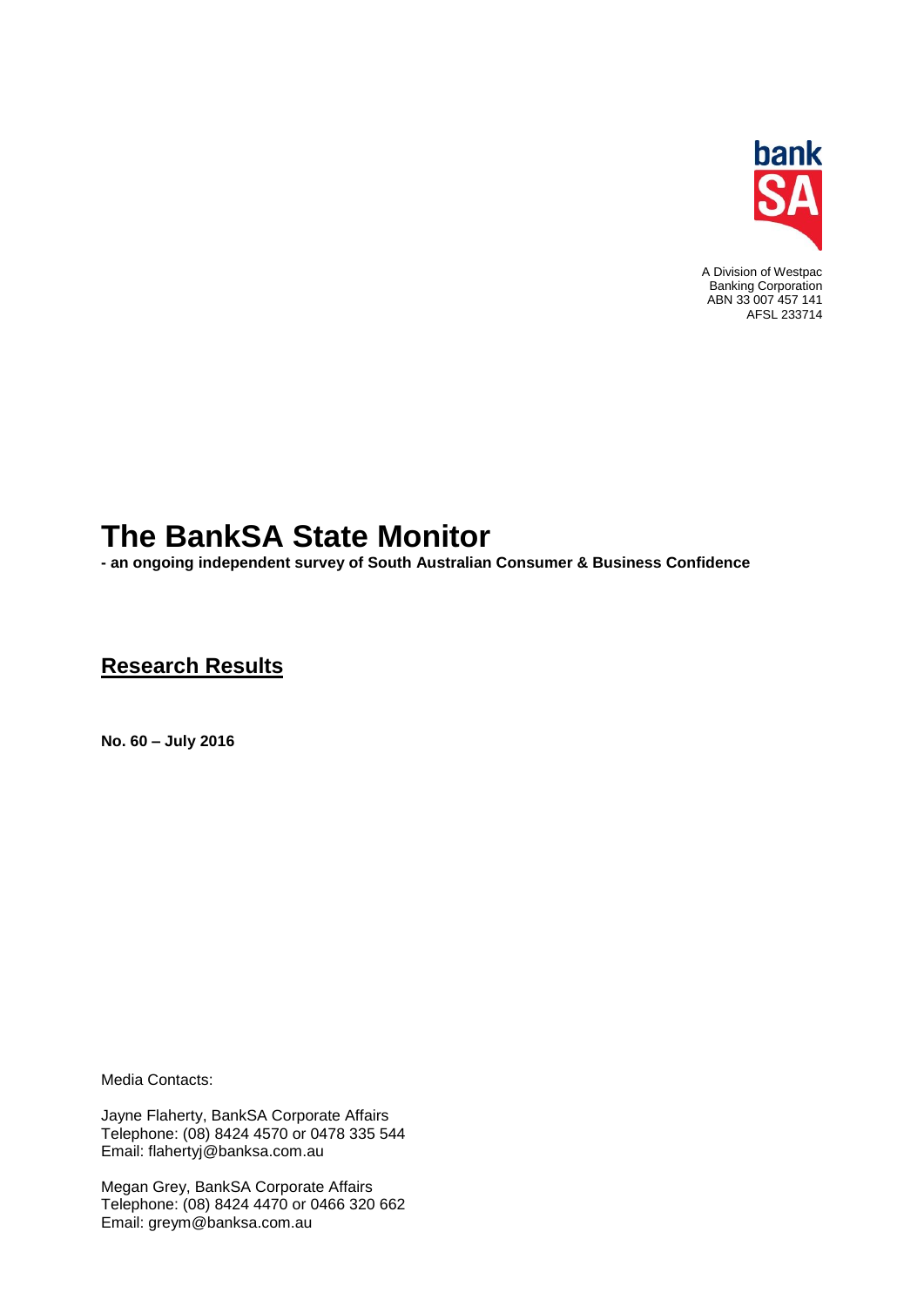bank SA

A Division of Westpac Banking Corporation
ABN 33 007 457 141
AFSL 233714

# The BankSA State Monitor

**- an ongoing independent survey of South Australian Consumer & Business Confidence**

## Research Results

**No. 60 – July 2016**

Media Contacts:

Jayne Flaherty, BankSA Corporate Affairs
Telephone: (08) 8424 4570 or 0478 335 544
Email: flahertyj@banksa.com.au

Megan Grey, BankSA Corporate Affairs
Telephone: (08) 8424 4470 or 0466 320 662
Email: greym@banksa.com.au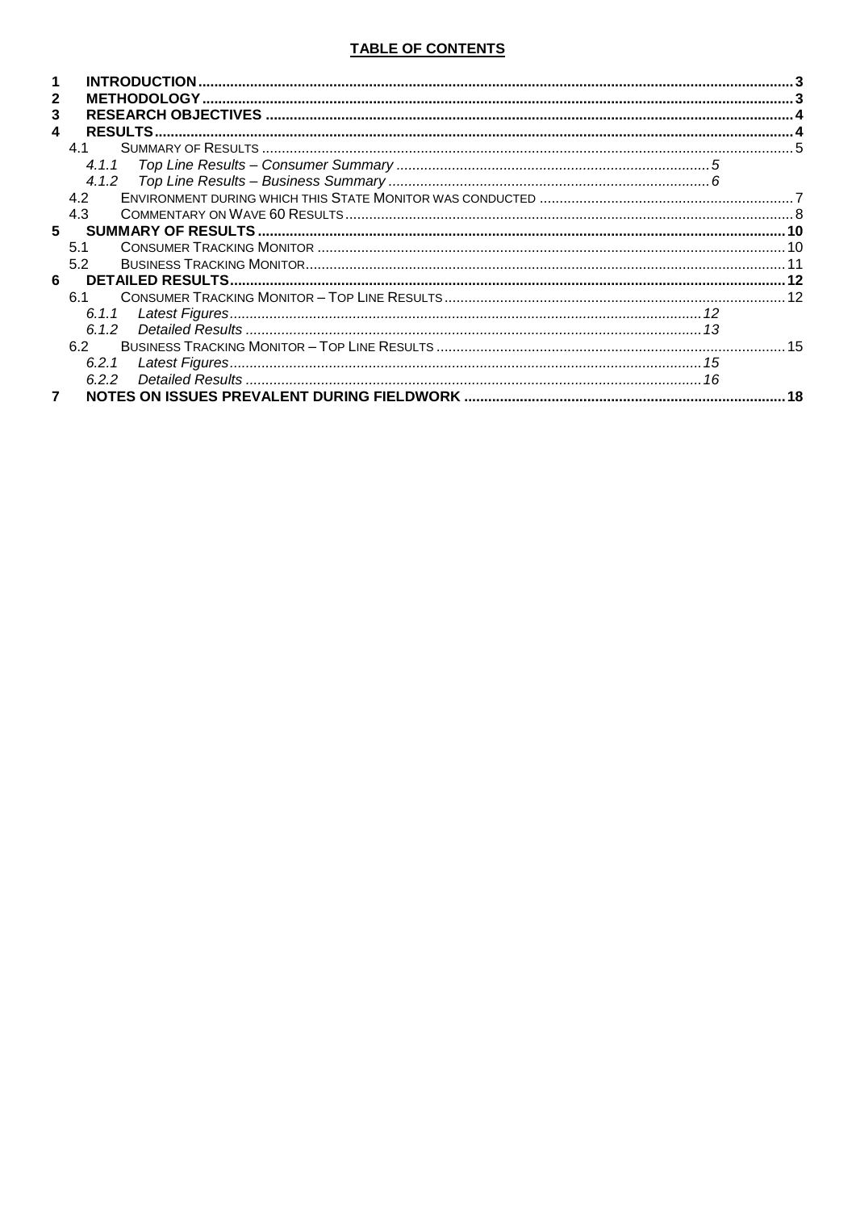# TABLE OF CONTENTS

- **1 INTRODUCTION** .......... 3
- **2 METHODOLOGY** .......... 3
- **3 RESEARCH OBJECTIVES** .......... 4
- **4 RESULTS** .......... 4
  - 4.1 SUMMARY OF RESULTS .......... 5
    - *4.1.1 Top Line Results – Consumer Summary* .......... 5
    - *4.1.2 Top Line Results – Business Summary* .......... 6
  - 4.2 ENVIRONMENT DURING WHICH THIS STATE MONITOR WAS CONDUCTED .......... 7
  - 4.3 COMMENTARY ON WAVE 60 RESULTS .......... 8
- **5 SUMMARY OF RESULTS** .......... 10
  - 5.1 CONSUMER TRACKING MONITOR .......... 10
  - 5.2 BUSINESS TRACKING MONITOR .......... 11
- **6 DETAILED RESULTS** .......... 12
  - 6.1 CONSUMER TRACKING MONITOR – TOP LINE RESULTS .......... 12
    - *6.1.1 Latest Figures* .......... 12
    - *6.1.2 Detailed Results* .......... 13
  - 6.2 BUSINESS TRACKING MONITOR – TOP LINE RESULTS .......... 15
    - *6.2.1 Latest Figures* .......... 15
    - *6.2.2 Detailed Results* .......... 16
- **7 NOTES ON ISSUES PREVALENT DURING FIELDWORK** .......... 18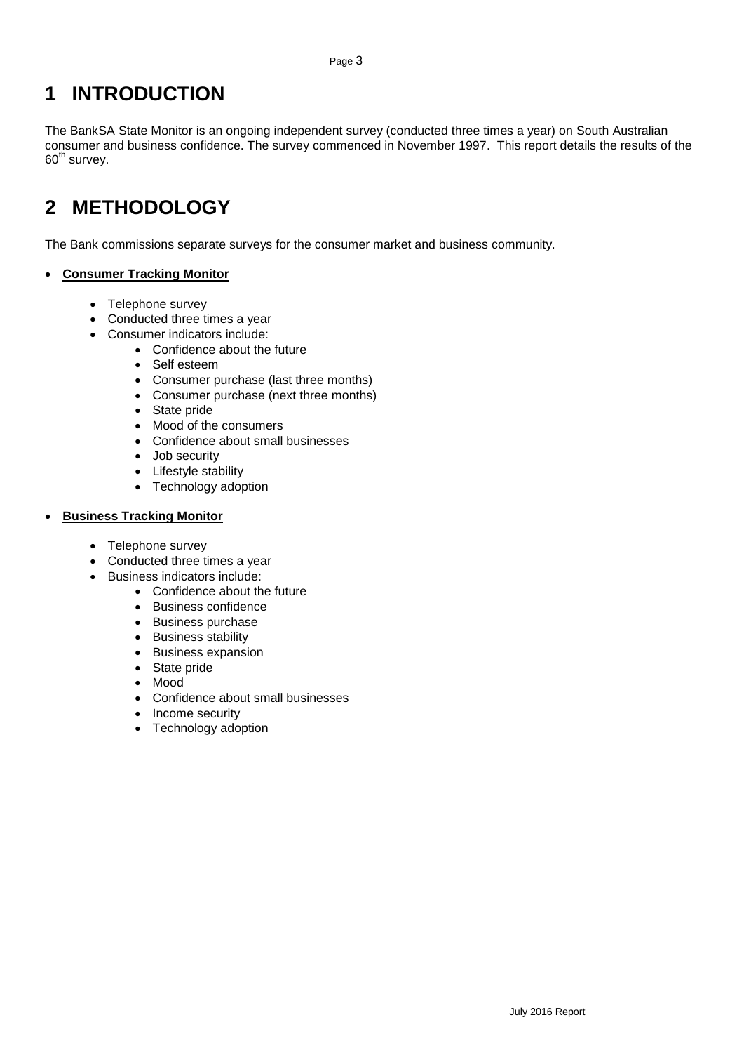# 1 INTRODUCTION

The BankSA State Monitor is an ongoing independent survey (conducted three times a year) on South Australian consumer and business confidence. The survey commenced in November 1997. This report details the results of the 60th survey.

# 2 METHODOLOGY

The Bank commissions separate surveys for the consumer market and business community.

- **Consumer Tracking Monitor**
  - Telephone survey
  - Conducted three times a year
  - Consumer indicators include:
    - Confidence about the future
    - Self esteem
    - Consumer purchase (last three months)
    - Consumer purchase (next three months)
    - State pride
    - Mood of the consumers
    - Confidence about small businesses
    - Job security
    - Lifestyle stability
    - Technology adoption

- **Business Tracking Monitor**
  - Telephone survey
  - Conducted three times a year
  - Business indicators include:
    - Confidence about the future
    - Business confidence
    - Business purchase
    - Business stability
    - Business expansion
    - State pride
    - Mood
    - Confidence about small businesses
    - Income security
    - Technology adoption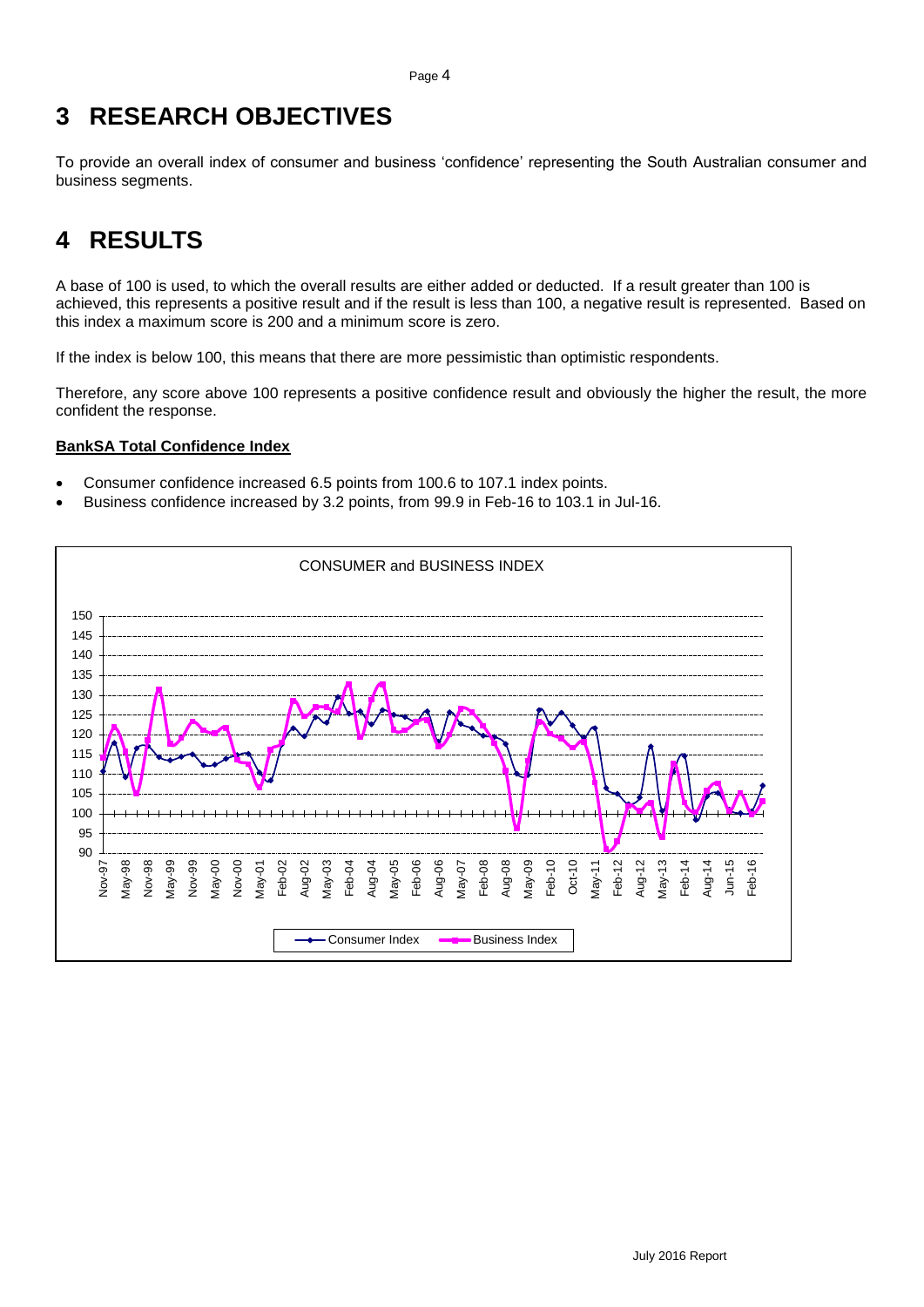# 3 RESEARCH OBJECTIVES

To provide an overall index of consumer and business 'confidence' representing the South Australian consumer and business segments.

# 4 RESULTS

A base of 100 is used, to which the overall results are either added or deducted. If a result greater than 100 is achieved, this represents a positive result and if the result is less than 100, a negative result is represented. Based on this index a maximum score is 200 and a minimum score is zero.

If the index is below 100, this means that there are more pessimistic than optimistic respondents.

Therefore, any score above 100 represents a positive confidence result and obviously the higher the result, the more confident the response.

**BankSA Total Confidence Index**

- Consumer confidence increased 6.5 points from 100.6 to 107.1 index points.
- Business confidence increased by 3.2 points, from 99.9 in Feb-16 to 103.1 in Jul-16.

CONSUMER and BUSINESS INDEX

Consumer Index — Business Index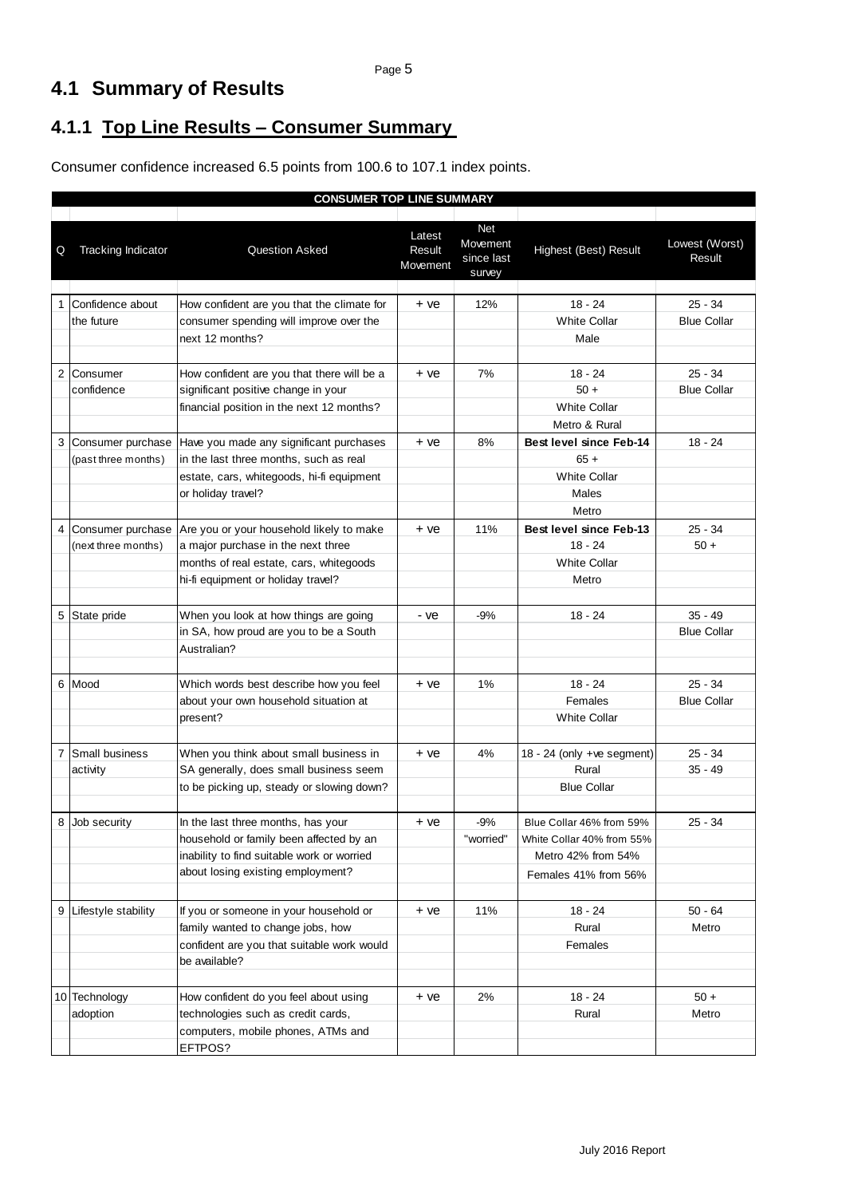## 4.1 Summary of Results

### 4.1.1 Top Line Results – Consumer Summary

Consumer confidence increased 6.5 points from 100.6 to 107.1 index points.

| CONSUMER TOP LINE SUMMARY | | | | | | |
|---|---|---|---|---|---|---|
| Q | Tracking Indicator | Question Asked | Latest Result Movement | Net Movement since last survey | Highest (Best) Result | Lowest (Worst) Result |
| 1 | Confidence about the future | How confident are you that the climate for consumer spending will improve over the next 12 months? | + ve | 12% | 18 - 24<br>White Collar<br>Male | 25 - 34<br>Blue Collar |
| 2 | Consumer confidence | How confident are you that there will be a significant positive change in your financial position in the next 12 months? | + ve | 7% | 18 - 24<br>50 +<br>White Collar<br>Metro & Rural | 25 - 34<br>Blue Collar |
| 3 | Consumer purchase (past three months) | Have you made any significant purchases in the last three months, such as real estate, cars, whitegoods, hi-fi equipment or holiday travel? | + ve | 8% | **Best level since Feb-14**<br>65 +<br>White Collar<br>Males<br>Metro | 18 - 24 |
| 4 | Consumer purchase (next three months) | Are you or your household likely to make a major purchase in the next three months of real estate, cars, whitegoods hi-fi equipment or holiday travel? | + ve | 11% | **Best level since Feb-13**<br>18 - 24<br>White Collar<br>Metro | 25 - 34<br>50 + |
| 5 | State pride | When you look at how things are going in SA, how proud are you to be a South Australian? | - ve | -9% | 18 - 24 | 35 - 49<br>Blue Collar |
| 6 | Mood | Which words best describe how you feel about your own household situation at present? | + ve | 1% | 18 - 24<br>Females<br>White Collar | 25 - 34<br>Blue Collar |
| 7 | Small business activity | When you think about small business in SA generally, does small business seem to be picking up, steady or slowing down? | + ve | 4% | 18 - 24 (only +ve segment)<br>Rural<br>Blue Collar | 25 - 34<br>35 - 49 |
| 8 | Job security | In the last three months, has your household or family been affected by an inability to find suitable work or worried about losing existing employment? | + ve | -9% "worried" | Blue Collar 46% from 59%<br>White Collar 40% from 55%<br>Metro 42% from 54%<br>Females 41% from 56% | 25 - 34 |
| 9 | Lifestyle stability | If you or someone in your household or family wanted to change jobs, how confident are you that suitable work would be available? | + ve | 11% | 18 - 24<br>Rural<br>Females | 50 - 64<br>Metro |
| 10 | Technology adoption | How confident do you feel about using technologies such as credit cards, computers, mobile phones, ATMs and EFTPOS? | + ve | 2% | 18 - 24<br>Rural | 50 +<br>Metro |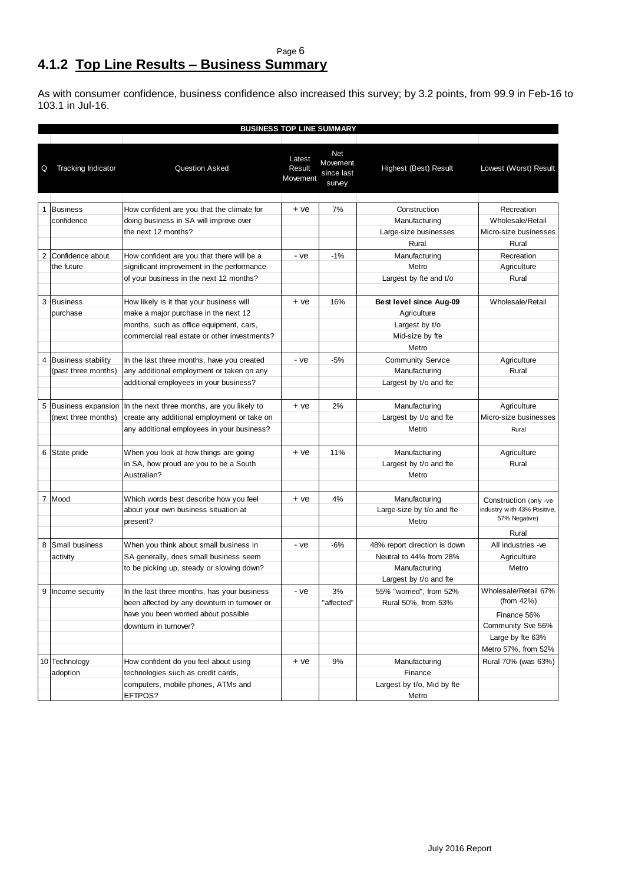## 4.1.2 Top Line Results – Business Summary

As with consumer confidence, business confidence also increased this survey; by 3.2 points, from 99.9 in Feb-16 to 103.1 in Jul-16.

**BUSINESS TOP LINE SUMMARY**

| Q | Tracking Indicator | Question Asked | Latest Result Movement | Net Movement since last survey | Highest (Best) Result | Lowest (Worst) Result |
|---|---|---|---|---|---|---|
| 1 | Business confidence | How confident are you that the climate for doing business in SA will improve over the next 12 months? | + ve | 7% | Construction<br>Manufacturing<br>Large-size businesses<br>Rural | Recreation<br>Wholesale/Retail<br>Micro-size businesses<br>Rural |
| 2 | Confidence about the future | How confident are you that there will be a significant improvement in the performance of your business in the next 12 months? | - ve | -1% | Manufacturing<br>Metro<br>Largest by fte and t/o | Recreation<br>Agriculture<br>Rural |
| 3 | Business purchase | How likely is it that your business will make a major purchase in the next 12 months, such as office equipment, cars, commercial real estate or other investments? | + ve | 16% | **Best level since Aug-09**<br>Agriculture<br>Largest by t/o<br>Mid-size by fte<br>Metro | Wholesale/Retail |
| 4 | Business stability (past three months) | In the last three months, have you created any additional employment or taken on any additional employees in your business? | - ve | -5% | Community Service<br>Manufacturing<br>Largest by t/o and fte | Agriculture<br>Rural |
| 5 | Business expansion (next three months) | In the next three months, are you likely to create any additional employment or take on any additional employees in your business? | + ve | 2% | Manufacturing<br>Largest by t/o and fte<br>Metro | Agriculture<br>Micro-size businesses<br>Rural |
| 6 | State pride | When you look at how things are going in SA, how proud are you to be a South Australian? | + ve | 11% | Manufacturing<br>Largest by t/o and fte<br>Metro | Agriculture<br>Rural |
| 7 | Mood | Which words best describe how you feel about your own business situation at present? | + ve | 4% | Manufacturing<br>Large-size by t/o and fte<br>Metro | Construction (only -ve industry with 43% Positive, 57% Negative)<br>Rural |
| 8 | Small business activity | When you think about small business in SA generally, does small business seem to be picking up, steady or slowing down? | - ve | -6% | 48% report direction is down<br>Neutral to 44% from 28%<br>Manufacturing<br>Largest by t/o and fte | All industries -ve<br>Agriculture<br>Metro |
| 9 | Income security | In the last three months, has your business been affected by any downturn in turnover or have you been worried about possible downturn in turnover? | - ve | 3% "affected" | 55% "worried", from 52%<br>Rural 50%, from 53% | Wholesale/Retail 67% (from 42%)<br>Finance 56%<br>Community Sve 56%<br>Large by fte 63%<br>Metro 57%, from 52% |
| 10 | Technology adoption | How confident do you feel about using technologies such as credit cards, computers, mobile phones, ATMs and EFTPOS? | + ve | 9% | Manufacturing<br>Finance<br>Largest by t/o, Mid by fte<br>Metro | Rural 70% (was 63%) |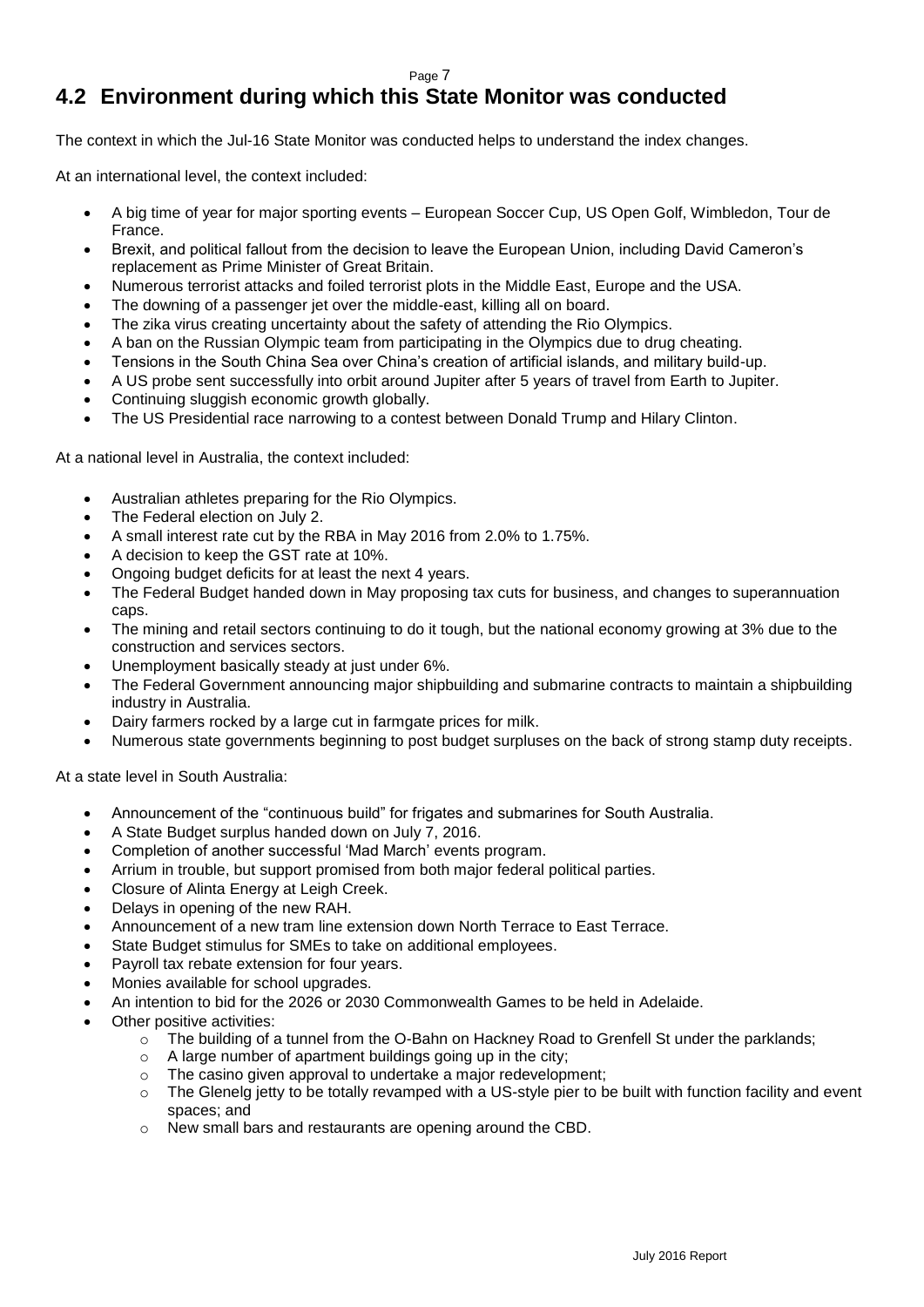## 4.2 Environment during which this State Monitor was conducted

The context in which the Jul-16 State Monitor was conducted helps to understand the index changes.

At an international level, the context included:

- A big time of year for major sporting events – European Soccer Cup, US Open Golf, Wimbledon, Tour de France.
- Brexit, and political fallout from the decision to leave the European Union, including David Cameron's replacement as Prime Minister of Great Britain.
- Numerous terrorist attacks and foiled terrorist plots in the Middle East, Europe and the USA.
- The downing of a passenger jet over the middle-east, killing all on board.
- The zika virus creating uncertainty about the safety of attending the Rio Olympics.
- A ban on the Russian Olympic team from participating in the Olympics due to drug cheating.
- Tensions in the South China Sea over China's creation of artificial islands, and military build-up.
- A US probe sent successfully into orbit around Jupiter after 5 years of travel from Earth to Jupiter.
- Continuing sluggish economic growth globally.
- The US Presidential race narrowing to a contest between Donald Trump and Hilary Clinton.

At a national level in Australia, the context included:

- Australian athletes preparing for the Rio Olympics.
- The Federal election on July 2.
- A small interest rate cut by the RBA in May 2016 from 2.0% to 1.75%.
- A decision to keep the GST rate at 10%.
- Ongoing budget deficits for at least the next 4 years.
- The Federal Budget handed down in May proposing tax cuts for business, and changes to superannuation caps.
- The mining and retail sectors continuing to do it tough, but the national economy growing at 3% due to the construction and services sectors.
- Unemployment basically steady at just under 6%.
- The Federal Government announcing major shipbuilding and submarine contracts to maintain a shipbuilding industry in Australia.
- Dairy farmers rocked by a large cut in farmgate prices for milk.
- Numerous state governments beginning to post budget surpluses on the back of strong stamp duty receipts.

At a state level in South Australia:

- Announcement of the "continuous build" for frigates and submarines for South Australia.
- A State Budget surplus handed down on July 7, 2016.
- Completion of another successful 'Mad March' events program.
- Arrium in trouble, but support promised from both major federal political parties.
- Closure of Alinta Energy at Leigh Creek.
- Delays in opening of the new RAH.
- Announcement of a new tram line extension down North Terrace to East Terrace.
- State Budget stimulus for SMEs to take on additional employees.
- Payroll tax rebate extension for four years.
- Monies available for school upgrades.
- An intention to bid for the 2026 or 2030 Commonwealth Games to be held in Adelaide.
- Other positive activities:
  - The building of a tunnel from the O-Bahn on Hackney Road to Grenfell St under the parklands;
  - A large number of apartment buildings going up in the city;
  - The casino given approval to undertake a major redevelopment;
  - The Glenelg jetty to be totally revamped with a US-style pier to be built with function facility and event spaces; and
  - New small bars and restaurants are opening around the CBD.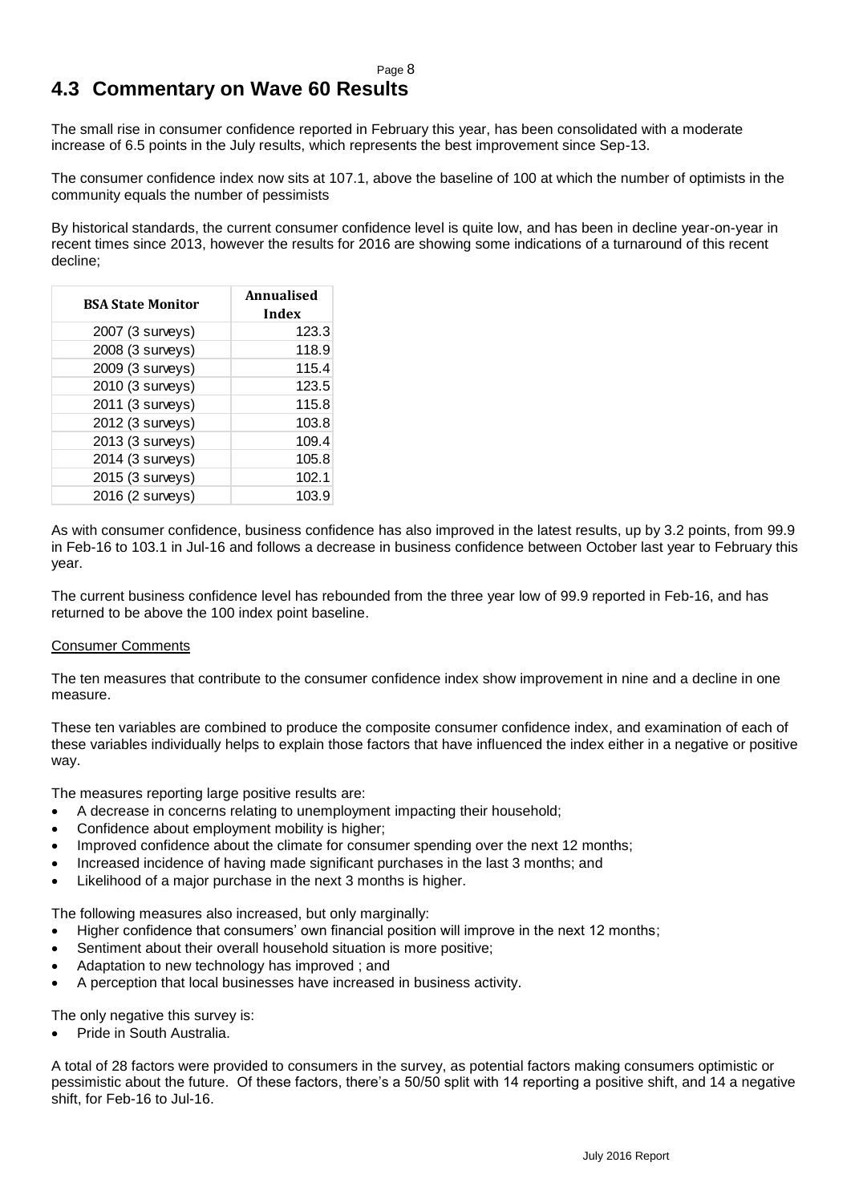## 4.3 Commentary on Wave 60 Results

The small rise in consumer confidence reported in February this year, has been consolidated with a moderate increase of 6.5 points in the July results, which represents the best improvement since Sep-13.

The consumer confidence index now sits at 107.1, above the baseline of 100 at which the number of optimists in the community equals the number of pessimists

By historical standards, the current consumer confidence level is quite low, and has been in decline year-on-year in recent times since 2013, however the results for 2016 are showing some indications of a turnaround of this recent decline;

| BSA State Monitor | Annualised Index |
| --- | --- |
| 2007 (3 surveys) | 123.3 |
| 2008 (3 surveys) | 118.9 |
| 2009 (3 surveys) | 115.4 |
| 2010 (3 surveys) | 123.5 |
| 2011 (3 surveys) | 115.8 |
| 2012 (3 surveys) | 103.8 |
| 2013 (3 surveys) | 109.4 |
| 2014 (3 surveys) | 105.8 |
| 2015 (3 surveys) | 102.1 |
| 2016 (2 surveys) | 103.9 |

As with consumer confidence, business confidence has also improved in the latest results, up by 3.2 points, from 99.9 in Feb-16 to 103.1 in Jul-16 and follows a decrease in business confidence between October last year to February this year.

The current business confidence level has rebounded from the three year low of 99.9 reported in Feb-16, and has returned to be above the 100 index point baseline.

Consumer Comments

The ten measures that contribute to the consumer confidence index show improvement in nine and a decline in one measure.

These ten variables are combined to produce the composite consumer confidence index, and examination of each of these variables individually helps to explain those factors that have influenced the index either in a negative or positive way.

The measures reporting large positive results are:

- A decrease in concerns relating to unemployment impacting their household;
- Confidence about employment mobility is higher;
- Improved confidence about the climate for consumer spending over the next 12 months;
- Increased incidence of having made significant purchases in the last 3 months; and
- Likelihood of a major purchase in the next 3 months is higher.

The following measures also increased, but only marginally:

- Higher confidence that consumers' own financial position will improve in the next 12 months;
- Sentiment about their overall household situation is more positive;
- Adaptation to new technology has improved ; and
- A perception that local businesses have increased in business activity.

The only negative this survey is:

- Pride in South Australia.

A total of 28 factors were provided to consumers in the survey, as potential factors making consumers optimistic or pessimistic about the future. Of these factors, there's a 50/50 split with 14 reporting a positive shift, and 14 a negative shift, for Feb-16 to Jul-16.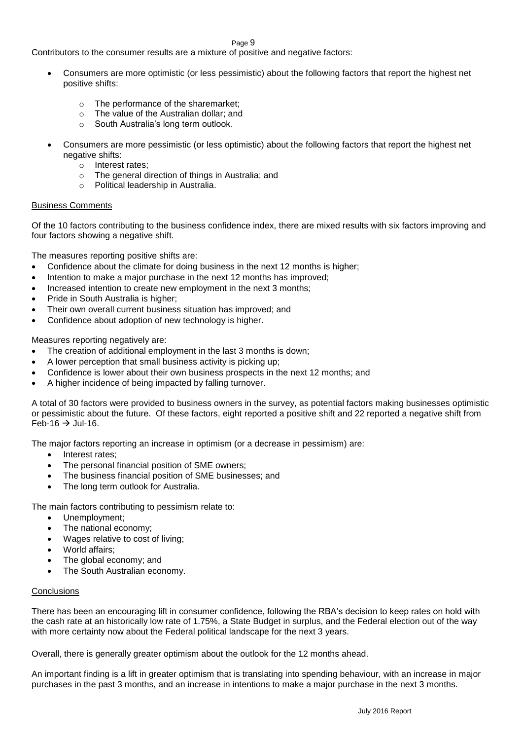Contributors to the consumer results are a mixture of positive and negative factors:

- Consumers are more optimistic (or less pessimistic) about the following factors that report the highest net positive shifts:
  - The performance of the sharemarket;
  - The value of the Australian dollar; and
  - South Australia's long term outlook.
- Consumers are more pessimistic (or less optimistic) about the following factors that report the highest net negative shifts:
  - Interest rates;
  - The general direction of things in Australia; and
  - Political leadership in Australia.

## Business Comments

Of the 10 factors contributing to the business confidence index, there are mixed results with six factors improving and four factors showing a negative shift.

The measures reporting positive shifts are:

- Confidence about the climate for doing business in the next 12 months is higher;
- Intention to make a major purchase in the next 12 months has improved;
- Increased intention to create new employment in the next 3 months;
- Pride in South Australia is higher;
- Their own overall current business situation has improved; and
- Confidence about adoption of new technology is higher.

Measures reporting negatively are:

- The creation of additional employment in the last 3 months is down;
- A lower perception that small business activity is picking up;
- Confidence is lower about their own business prospects in the next 12 months; and
- A higher incidence of being impacted by falling turnover.

A total of 30 factors were provided to business owners in the survey, as potential factors making businesses optimistic or pessimistic about the future. Of these factors, eight reported a positive shift and 22 reported a negative shift from Feb-16 → Jul-16.

The major factors reporting an increase in optimism (or a decrease in pessimism) are:

- Interest rates;
- The personal financial position of SME owners;
- The business financial position of SME businesses; and
- The long term outlook for Australia.

The main factors contributing to pessimism relate to:

- Unemployment;
- The national economy;
- Wages relative to cost of living;
- World affairs;
- The global economy; and
- The South Australian economy.

## Conclusions

There has been an encouraging lift in consumer confidence, following the RBA's decision to keep rates on hold with the cash rate at an historically low rate of 1.75%, a State Budget in surplus, and the Federal election out of the way with more certainty now about the Federal political landscape for the next 3 years.

Overall, there is generally greater optimism about the outlook for the 12 months ahead.

An important finding is a lift in greater optimism that is translating into spending behaviour, with an increase in major purchases in the past 3 months, and an increase in intentions to make a major purchase in the next 3 months.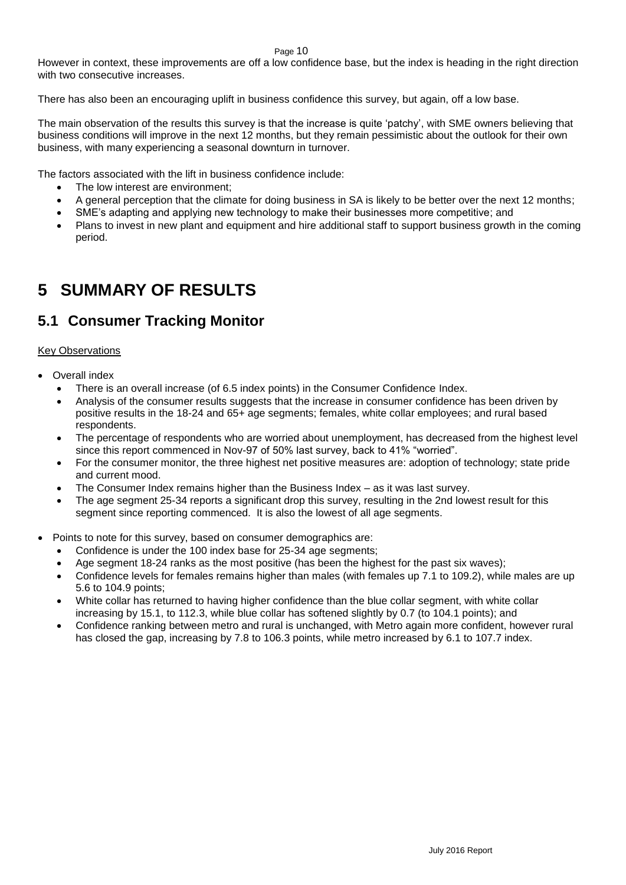However in context, these improvements are off a low confidence base, but the index is heading in the right direction with two consecutive increases.

There has also been an encouraging uplift in business confidence this survey, but again, off a low base.

The main observation of the results this survey is that the increase is quite 'patchy', with SME owners believing that business conditions will improve in the next 12 months, but they remain pessimistic about the outlook for their own business, with many experiencing a seasonal downturn in turnover.

The factors associated with the lift in business confidence include:

- The low interest are environment;
- A general perception that the climate for doing business in SA is likely to be better over the next 12 months;
- SME's adapting and applying new technology to make their businesses more competitive; and
- Plans to invest in new plant and equipment and hire additional staff to support business growth in the coming period.

# 5 SUMMARY OF RESULTS

## 5.1 Consumer Tracking Monitor

Key Observations

- Overall index
  - There is an overall increase (of 6.5 index points) in the Consumer Confidence Index.
  - Analysis of the consumer results suggests that the increase in consumer confidence has been driven by positive results in the 18-24 and 65+ age segments; females, white collar employees; and rural based respondents.
  - The percentage of respondents who are worried about unemployment, has decreased from the highest level since this report commenced in Nov-97 of 50% last survey, back to 41% "worried".
  - For the consumer monitor, the three highest net positive measures are: adoption of technology; state pride and current mood.
  - The Consumer Index remains higher than the Business Index – as it was last survey.
  - The age segment 25-34 reports a significant drop this survey, resulting in the 2nd lowest result for this segment since reporting commenced. It is also the lowest of all age segments.
- Points to note for this survey, based on consumer demographics are:
  - Confidence is under the 100 index base for 25-34 age segments;
  - Age segment 18-24 ranks as the most positive (has been the highest for the past six waves);
  - Confidence levels for females remains higher than males (with females up 7.1 to 109.2), while males are up 5.6 to 104.9 points;
  - White collar has returned to having higher confidence than the blue collar segment, with white collar increasing by 15.1, to 112.3, while blue collar has softened slightly by 0.7 (to 104.1 points); and
  - Confidence ranking between metro and rural is unchanged, with Metro again more confident, however rural has closed the gap, increasing by 7.8 to 106.3 points, while metro increased by 6.1 to 107.7 index.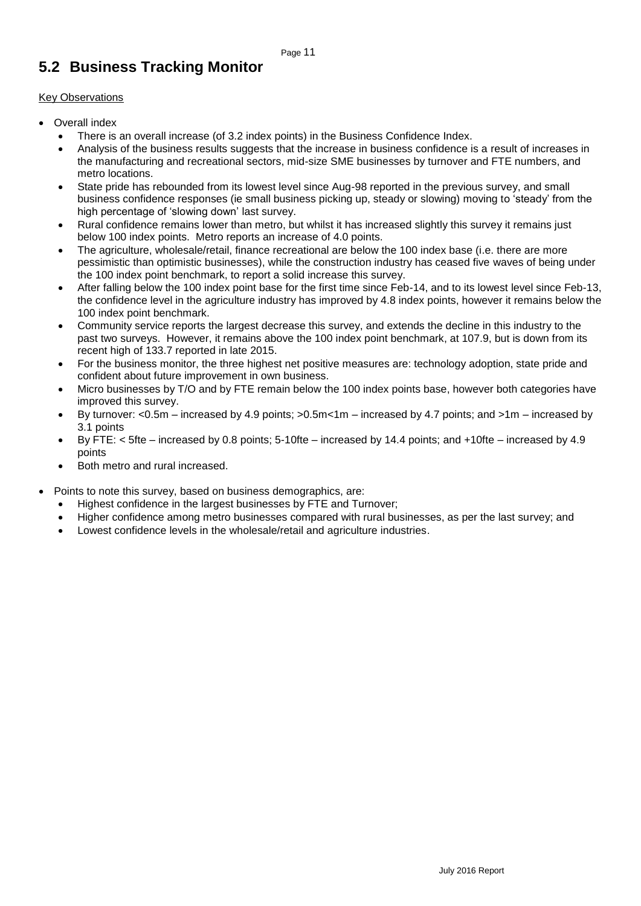## 5.2 Business Tracking Monitor

Key Observations

- Overall index
  - There is an overall increase (of 3.2 index points) in the Business Confidence Index.
  - Analysis of the business results suggests that the increase in business confidence is a result of increases in the manufacturing and recreational sectors, mid-size SME businesses by turnover and FTE numbers, and metro locations.
  - State pride has rebounded from its lowest level since Aug-98 reported in the previous survey, and small business confidence responses (ie small business picking up, steady or slowing) moving to 'steady' from the high percentage of 'slowing down' last survey.
  - Rural confidence remains lower than metro, but whilst it has increased slightly this survey it remains just below 100 index points. Metro reports an increase of 4.0 points.
  - The agriculture, wholesale/retail, finance recreational are below the 100 index base (i.e. there are more pessimistic than optimistic businesses), while the construction industry has ceased five waves of being under the 100 index point benchmark, to report a solid increase this survey.
  - After falling below the 100 index point base for the first time since Feb-14, and to its lowest level since Feb-13, the confidence level in the agriculture industry has improved by 4.8 index points, however it remains below the 100 index point benchmark.
  - Community service reports the largest decrease this survey, and extends the decline in this industry to the past two surveys. However, it remains above the 100 index point benchmark, at 107.9, but is down from its recent high of 133.7 reported in late 2015.
  - For the business monitor, the three highest net positive measures are: technology adoption, state pride and confident about future improvement in own business.
  - Micro businesses by T/O and by FTE remain below the 100 index points base, however both categories have improved this survey.
  - By turnover: <0.5m – increased by 4.9 points; >0.5m<1m – increased by 4.7 points; and >1m – increased by 3.1 points
  - By FTE: < 5fte – increased by 0.8 points; 5-10fte – increased by 14.4 points; and +10fte – increased by 4.9 points
  - Both metro and rural increased.
- Points to note this survey, based on business demographics, are:
  - Highest confidence in the largest businesses by FTE and Turnover;
  - Higher confidence among metro businesses compared with rural businesses, as per the last survey; and
  - Lowest confidence levels in the wholesale/retail and agriculture industries.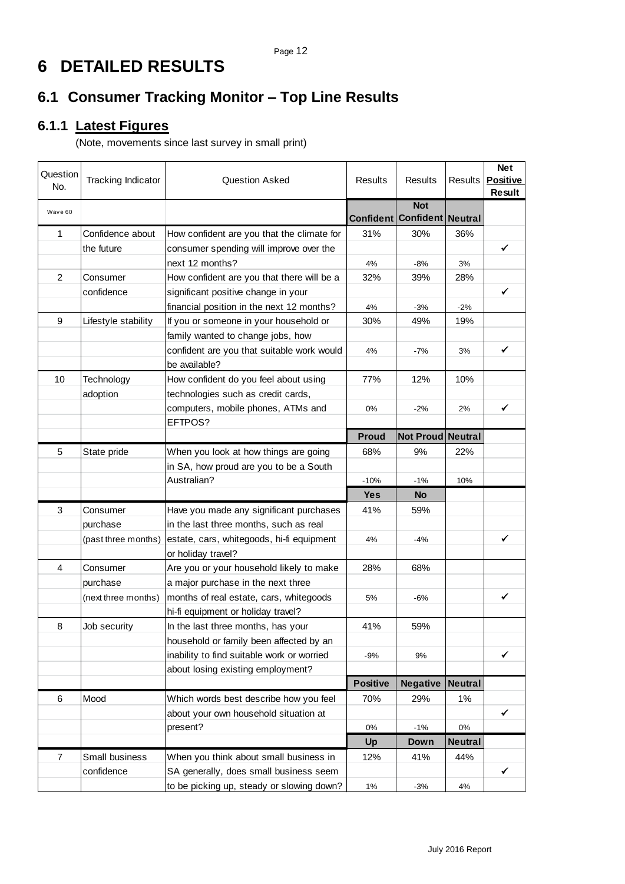# 6 DETAILED RESULTS

## 6.1 Consumer Tracking Monitor – Top Line Results

### 6.1.1 Latest Figures

(Note, movements since last survey in small print)

| Question No. | Tracking Indicator | Question Asked | Results | Results | Results | Net Positive Result |
|---|---|---|---|---|---|---|
| Wave 60 | | | **Confident** | **Not Confident** | **Neutral** | |
| 1 | Confidence about the future | How confident are you that the climate for consumer spending will improve over the next 12 months? | 31%<br>4% | 30%<br>-8% | 36%<br>3% | ✓ |
| 2 | Consumer confidence | How confident are you that there will be a significant positive change in your financial position in the next 12 months? | 32%<br>4% | 39%<br>-3% | 28%<br>-2% | ✓ |
| 9 | Lifestyle stability | If you or someone in your household or family wanted to change jobs, how confident are you that suitable work would be available? | 30%<br>4% | 49%<br>-7% | 19%<br>3% | ✓ |
| 10 | Technology adoption | How confident do you feel about using technologies such as credit cards, computers, mobile phones, ATMs and EFTPOS? | 77%<br>0% | 12%<br>-2% | 10%<br>2% | ✓ |
| | | | **Proud** | **Not Proud** | **Neutral** | |
| 5 | State pride | When you look at how things are going in SA, how proud are you to be a South Australian? | 68%<br>-10% | 9%<br>-1% | 22%<br>10% | |
| | | | **Yes** | **No** | | |
| 3 | Consumer purchase (past three months) | Have you made any significant purchases in the last three months, such as real estate, cars, whitegoods, hi-fi equipment or holiday travel? | 41%<br>4% | 59%<br>-4% | | ✓ |
| 4 | Consumer purchase (next three months) | Are you or your household likely to make a major purchase in the next three months of real estate, cars, whitegoods hi-fi equipment or holiday travel? | 28%<br>5% | 68%<br>-6% | | ✓ |
| 8 | Job security | In the last three months, has your household or family been affected by an inability to find suitable work or worried about losing existing employment? | 41%<br>-9% | 59%<br>9% | | ✓ |
| | | | **Positive** | **Negative** | **Neutral** | |
| 6 | Mood | Which words best describe how you feel about your own household situation at present? | 70%<br>0% | 29%<br>-1% | 1%<br>0% | ✓ |
| | | | **Up** | **Down** | **Neutral** | |
| 7 | Small business confidence | When you think about small business in SA generally, does small business seem to be picking up, steady or slowing down? | 12%<br>1% | 41%<br>-3% | 44%<br>4% | ✓ |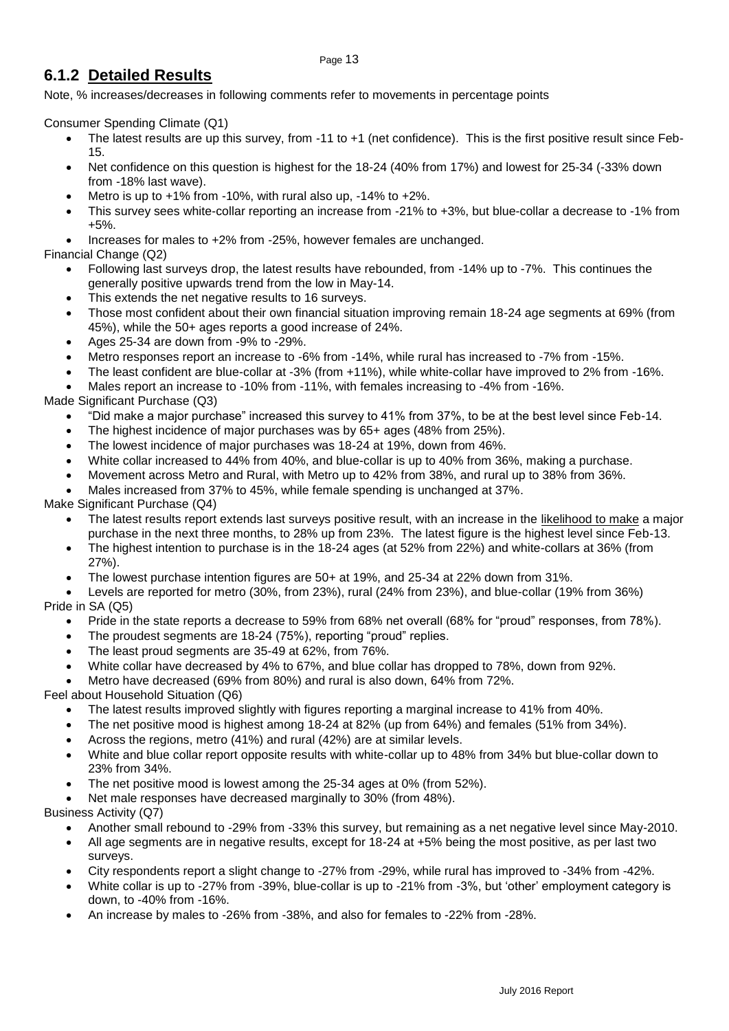## 6.1.2 Detailed Results

Note, % increases/decreases in following comments refer to movements in percentage points

Consumer Spending Climate (Q1)

- The latest results are up this survey, from -11 to +1 (net confidence). This is the first positive result since Feb-15.
- Net confidence on this question is highest for the 18-24 (40% from 17%) and lowest for 25-34 (-33% down from -18% last wave).
- Metro is up to +1% from -10%, with rural also up, -14% to +2%.
- This survey sees white-collar reporting an increase from -21% to +3%, but blue-collar a decrease to -1% from +5%.
- Increases for males to +2% from -25%, however females are unchanged.

Financial Change (Q2)

- Following last surveys drop, the latest results have rebounded, from -14% up to -7%. This continues the generally positive upwards trend from the low in May-14.
- This extends the net negative results to 16 surveys.
- Those most confident about their own financial situation improving remain 18-24 age segments at 69% (from 45%), while the 50+ ages reports a good increase of 24%.
- Ages 25-34 are down from -9% to -29%.
- Metro responses report an increase to -6% from -14%, while rural has increased to -7% from -15%.
- The least confident are blue-collar at -3% (from +11%), while white-collar have improved to 2% from -16%.
- Males report an increase to -10% from -11%, with females increasing to -4% from -16%.

Made Significant Purchase (Q3)

- "Did make a major purchase" increased this survey to 41% from 37%, to be at the best level since Feb-14.
- The highest incidence of major purchases was by 65+ ages (48% from 25%).
- The lowest incidence of major purchases was 18-24 at 19%, down from 46%.
- White collar increased to 44% from 40%, and blue-collar is up to 40% from 36%, making a purchase.
- Movement across Metro and Rural, with Metro up to 42% from 38%, and rural up to 38% from 36%.
- Males increased from 37% to 45%, while female spending is unchanged at 37%.

Make Significant Purchase (Q4)

- The latest results report extends last surveys positive result, with an increase in the likelihood to make a major purchase in the next three months, to 28% up from 23%. The latest figure is the highest level since Feb-13.
- The highest intention to purchase is in the 18-24 ages (at 52% from 22%) and white-collars at 36% (from 27%).
- The lowest purchase intention figures are 50+ at 19%, and 25-34 at 22% down from 31%.
- Levels are reported for metro (30%, from 23%), rural (24% from 23%), and blue-collar (19% from 36%)

Pride in SA (Q5)

- Pride in the state reports a decrease to 59% from 68% net overall (68% for "proud" responses, from 78%).
- The proudest segments are 18-24 (75%), reporting "proud" replies.
- The least proud segments are 35-49 at 62%, from 76%.
- White collar have decreased by 4% to 67%, and blue collar has dropped to 78%, down from 92%.
- Metro have decreased (69% from 80%) and rural is also down, 64% from 72%.

Feel about Household Situation (Q6)

- The latest results improved slightly with figures reporting a marginal increase to 41% from 40%.
- The net positive mood is highest among 18-24 at 82% (up from 64%) and females (51% from 34%).
- Across the regions, metro (41%) and rural (42%) are at similar levels.
- White and blue collar report opposite results with white-collar up to 48% from 34% but blue-collar down to 23% from 34%.
- The net positive mood is lowest among the 25-34 ages at 0% (from 52%).
- Net male responses have decreased marginally to 30% (from 48%).

Business Activity (Q7)

- Another small rebound to -29% from -33% this survey, but remaining as a net negative level since May-2010.
- All age segments are in negative results, except for 18-24 at +5% being the most positive, as per last two surveys.
- City respondents report a slight change to -27% from -29%, while rural has improved to -34% from -42%.
- White collar is up to -27% from -39%, blue-collar is up to -21% from -3%, but 'other' employment category is down, to -40% from -16%.
- An increase by males to -26% from -38%, and also for females to -22% from -28%.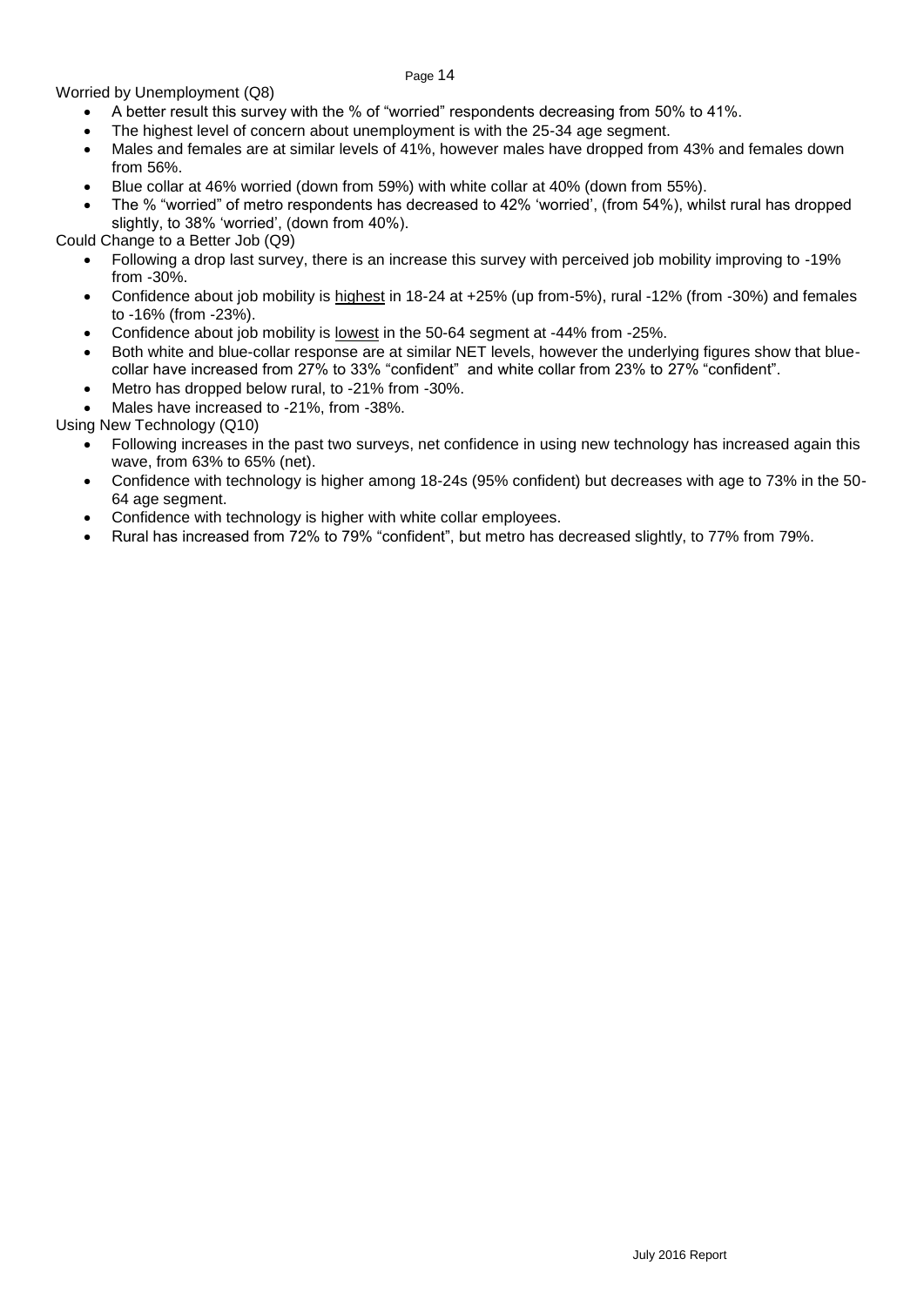Worried by Unemployment (Q8)

- A better result this survey with the % of "worried" respondents decreasing from 50% to 41%.
- The highest level of concern about unemployment is with the 25-34 age segment.
- Males and females are at similar levels of 41%, however males have dropped from 43% and females down from 56%.
- Blue collar at 46% worried (down from 59%) with white collar at 40% (down from 55%).
- The % "worried" of metro respondents has decreased to 42% 'worried', (from 54%), whilst rural has dropped slightly, to 38% 'worried', (down from 40%).

Could Change to a Better Job (Q9)

- Following a drop last survey, there is an increase this survey with perceived job mobility improving to -19% from -30%.
- Confidence about job mobility is <u>highest</u> in 18-24 at +25% (up from-5%), rural -12% (from -30%) and females to -16% (from -23%).
- Confidence about job mobility is <u>lowest</u> in the 50-64 segment at -44% from -25%.
- Both white and blue-collar response are at similar NET levels, however the underlying figures show that blue-collar have increased from 27% to 33% "confident" and white collar from 23% to 27% "confident".
- Metro has dropped below rural, to -21% from -30%.
- Males have increased to -21%, from -38%.

Using New Technology (Q10)

- Following increases in the past two surveys, net confidence in using new technology has increased again this wave, from 63% to 65% (net).
- Confidence with technology is higher among 18-24s (95% confident) but decreases with age to 73% in the 50-64 age segment.
- Confidence with technology is higher with white collar employees.
- Rural has increased from 72% to 79% "confident", but metro has decreased slightly, to 77% from 79%.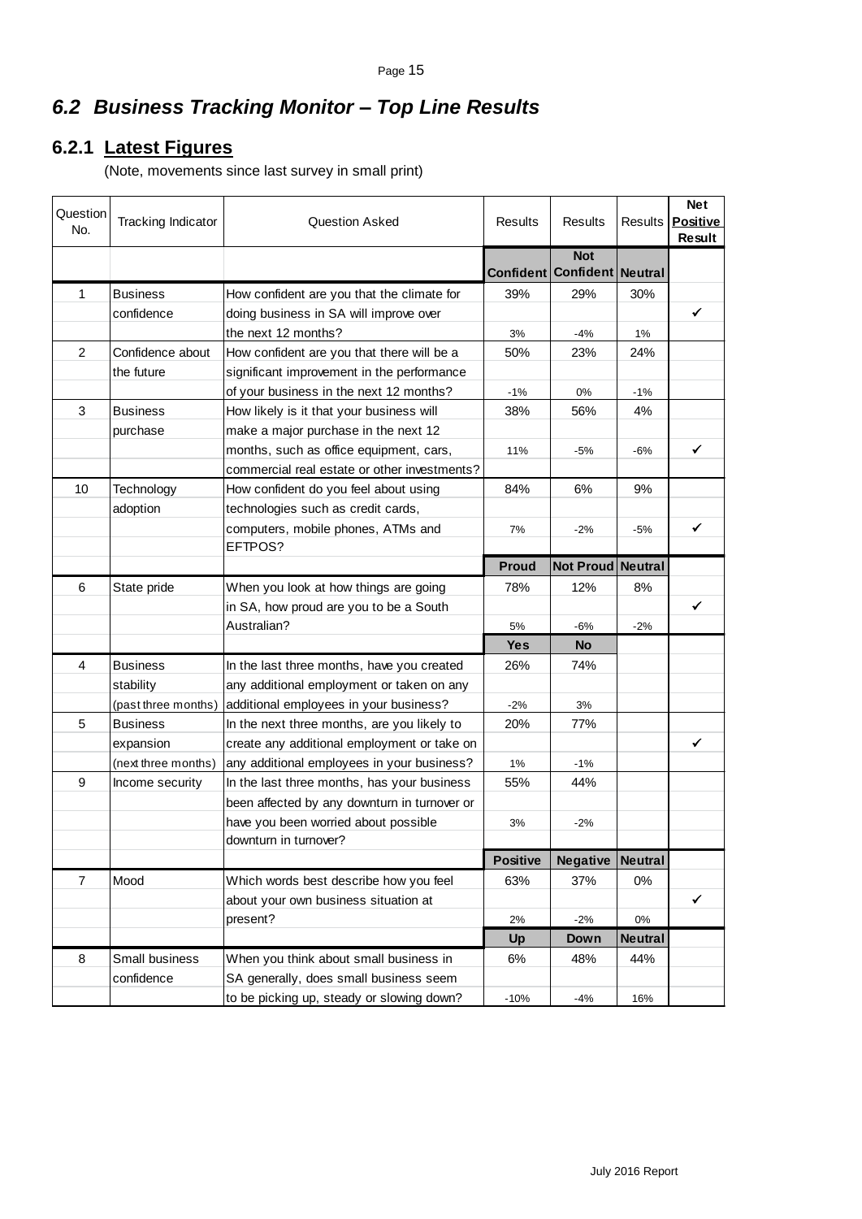## 6.2 Business Tracking Monitor – Top Line Results

### 6.2.1 Latest Figures

(Note, movements since last survey in small print)

| Question No. | Tracking Indicator | Question Asked | Results | Results | Results | Net Positive Result |
|---|---|---|---|---|---|---|
| | | | **Confident** | **Not Confident** | **Neutral** | |
| 1 | Business confidence | How confident are you that the climate for doing business in SA will improve over the next 12 months? | 39% | 29% | 30% | ✓ |
| | | | 3% | -4% | 1% | |
| 2 | Confidence about the future | How confident are you that there will be a significant improvement in the performance of your business in the next 12 months? | 50% | 23% | 24% | |
| | | | -1% | 0% | -1% | |
| 3 | Business purchase | How likely is it that your business will make a major purchase in the next 12 months, such as office equipment, cars, commercial real estate or other investments? | 38% | 56% | 4% | ✓ |
| | | | 11% | -5% | -6% | |
| 10 | Technology adoption | How confident do you feel about using technologies such as credit cards, computers, mobile phones, ATMs and EFTPOS? | 84% | 6% | 9% | ✓ |
| | | | 7% | -2% | -5% | |
| | | | **Proud** | **Not Proud** | **Neutral** | |
| 6 | State pride | When you look at how things are going in SA, how proud are you to be a South Australian? | 78% | 12% | 8% | ✓ |
| | | | 5% | -6% | -2% | |
| | | | **Yes** | **No** | | |
| 4 | Business stability (past three months) | In the last three months, have you created any additional employment or taken on any additional employees in your business? | 26% | 74% | | |
| | | | -2% | 3% | | |
| 5 | Business expansion (next three months) | In the next three months, are you likely to create any additional employment or take on any additional employees in your business? | 20% | 77% | | ✓ |
| | | | 1% | -1% | | |
| 9 | Income security | In the last three months, has your business been affected by any downturn in turnover or have you been worried about possible downturn in turnover? | 55% | 44% | | |
| | | | 3% | -2% | | |
| | | | **Positive** | **Negative** | **Neutral** | |
| 7 | Mood | Which words best describe how you feel about your own business situation at present? | 63% | 37% | 0% | ✓ |
| | | | 2% | -2% | 0% | |
| | | | **Up** | **Down** | **Neutral** | |
| 8 | Small business confidence | When you think about small business in SA generally, does small business seem to be picking up, steady or slowing down? | 6% | 48% | 44% | |
| | | | -10% | -4% | 16% | |

July 2016 Report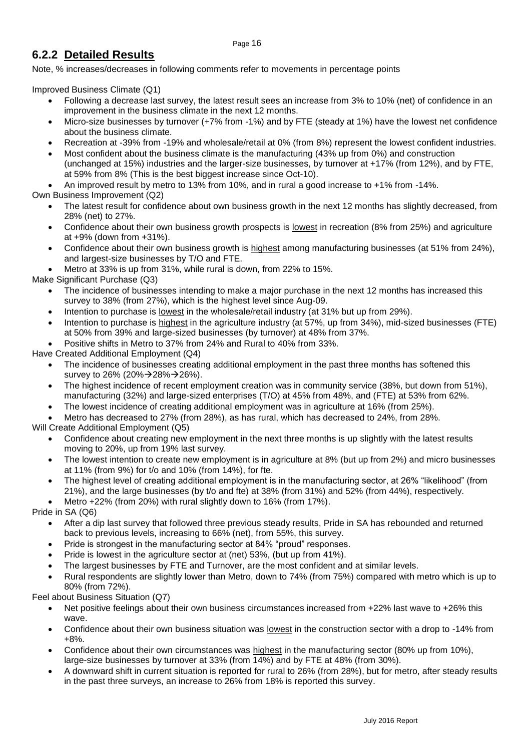## 6.2.2 Detailed Results

Note, % increases/decreases in following comments refer to movements in percentage points

Improved Business Climate (Q1)

- Following a decrease last survey, the latest result sees an increase from 3% to 10% (net) of confidence in an improvement in the business climate in the next 12 months.
- Micro-size businesses by turnover (+7% from -1%) and by FTE (steady at 1%) have the lowest net confidence about the business climate.
- Recreation at -39% from -19% and wholesale/retail at 0% (from 8%) represent the lowest confident industries.
- Most confident about the business climate is the manufacturing (43% up from 0%) and construction (unchanged at 15%) industries and the larger-size businesses, by turnover at +17% (from 12%), and by FTE, at 59% from 8% (This is the best biggest increase since Oct-10).
- An improved result by metro to 13% from 10%, and in rural a good increase to +1% from -14%.

Own Business Improvement (Q2)

- The latest result for confidence about own business growth in the next 12 months has slightly decreased, from 28% (net) to 27%.
- Confidence about their own business growth prospects is lowest in recreation (8% from 25%) and agriculture at +9% (down from +31%).
- Confidence about their own business growth is highest among manufacturing businesses (at 51% from 24%), and largest-size businesses by T/O and FTE.
- Metro at 33% is up from 31%, while rural is down, from 22% to 15%.

Make Significant Purchase (Q3)

- The incidence of businesses intending to make a major purchase in the next 12 months has increased this survey to 38% (from 27%), which is the highest level since Aug-09.
- Intention to purchase is lowest in the wholesale/retail industry (at 31% but up from 29%).
- Intention to purchase is highest in the agriculture industry (at 57%, up from 34%), mid-sized businesses (FTE) at 50% from 39% and large-sized businesses (by turnover) at 48% from 37%.
- Positive shifts in Metro to 37% from 24% and Rural to 40% from 33%.

Have Created Additional Employment (Q4)

- The incidence of businesses creating additional employment in the past three months has softened this survey to 26% (20%→28%→26%).
- The highest incidence of recent employment creation was in community service (38%, but down from 51%), manufacturing (32%) and large-sized enterprises (T/O) at 45% from 48%, and (FTE) at 53% from 62%.
- The lowest incidence of creating additional employment was in agriculture at 16% (from 25%).
- Metro has decreased to 27% (from 28%), as has rural, which has decreased to 24%, from 28%.

Will Create Additional Employment (Q5)

- Confidence about creating new employment in the next three months is up slightly with the latest results moving to 20%, up from 19% last survey.
- The lowest intention to create new employment is in agriculture at 8% (but up from 2%) and micro businesses at 11% (from 9%) for t/o and 10% (from 14%), for fte.
- The highest level of creating additional employment is in the manufacturing sector, at 26% "likelihood" (from 21%), and the large businesses (by t/o and fte) at 38% (from 31%) and 52% (from 44%), respectively.
- Metro +22% (from 20%) with rural slightly down to 16% (from 17%).

Pride in SA (Q6)

- After a dip last survey that followed three previous steady results, Pride in SA has rebounded and returned back to previous levels, increasing to 66% (net), from 55%, this survey.
- Pride is strongest in the manufacturing sector at 84% "proud" responses.
- Pride is lowest in the agriculture sector at (net) 53%, (but up from 41%).
- The largest businesses by FTE and Turnover, are the most confident and at similar levels.
- Rural respondents are slightly lower than Metro, down to 74% (from 75%) compared with metro which is up to 80% (from 72%).

Feel about Business Situation (Q7)

- Net positive feelings about their own business circumstances increased from +22% last wave to +26% this wave.
- Confidence about their own business situation was lowest in the construction sector with a drop to -14% from +8%.
- Confidence about their own circumstances was highest in the manufacturing sector (80% up from 10%), large-size businesses by turnover at 33% (from 14%) and by FTE at 48% (from 30%).
- A downward shift in current situation is reported for rural to 26% (from 28%), but for metro, after steady results in the past three surveys, an increase to 26% from 18% is reported this survey.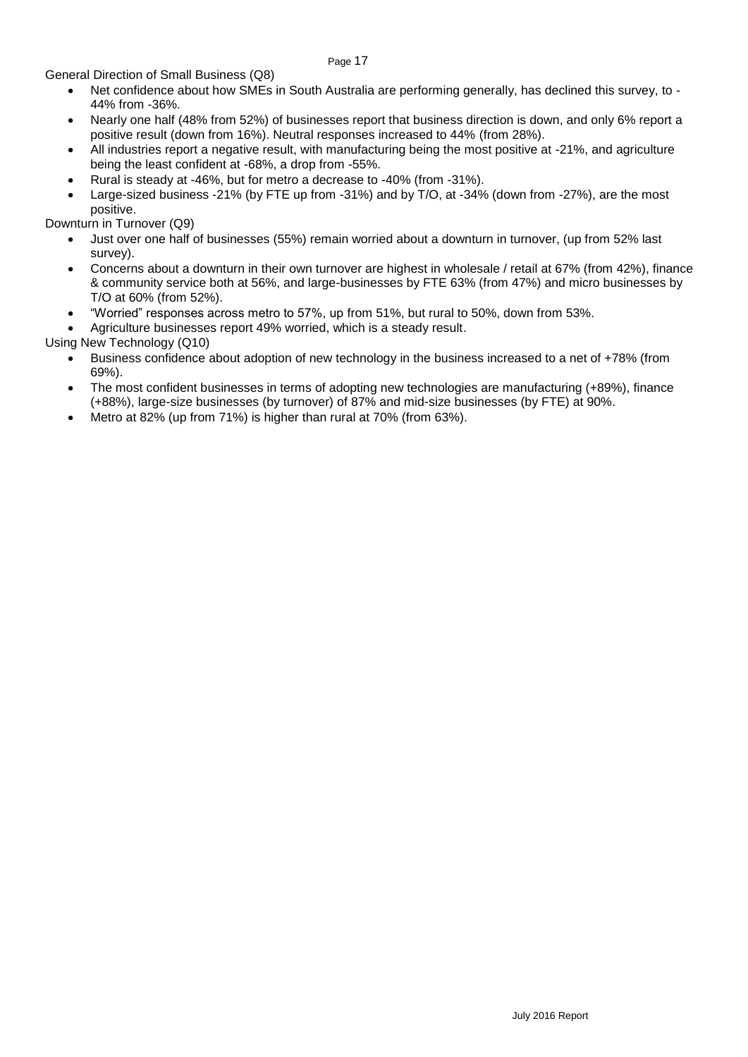General Direction of Small Business (Q8)

- Net confidence about how SMEs in South Australia are performing generally, has declined this survey, to -44% from -36%.
- Nearly one half (48% from 52%) of businesses report that business direction is down, and only 6% report a positive result (down from 16%). Neutral responses increased to 44% (from 28%).
- All industries report a negative result, with manufacturing being the most positive at -21%, and agriculture being the least confident at -68%, a drop from -55%.
- Rural is steady at -46%, but for metro a decrease to -40% (from -31%).
- Large-sized business -21% (by FTE up from -31%) and by T/O, at -34% (down from -27%), are the most positive.

Downturn in Turnover (Q9)

- Just over one half of businesses (55%) remain worried about a downturn in turnover, (up from 52% last survey).
- Concerns about a downturn in their own turnover are highest in wholesale / retail at 67% (from 42%), finance & community service both at 56%, and large-businesses by FTE 63% (from 47%) and micro businesses by T/O at 60% (from 52%).
- "Worried" responses across metro to 57%, up from 51%, but rural to 50%, down from 53%.
- Agriculture businesses report 49% worried, which is a steady result.

Using New Technology (Q10)

- Business confidence about adoption of new technology in the business increased to a net of +78% (from 69%).
- The most confident businesses in terms of adopting new technologies are manufacturing (+89%), finance (+88%), large-size businesses (by turnover) of 87% and mid-size businesses (by FTE) at 90%.
- Metro at 82% (up from 71%) is higher than rural at 70% (from 63%).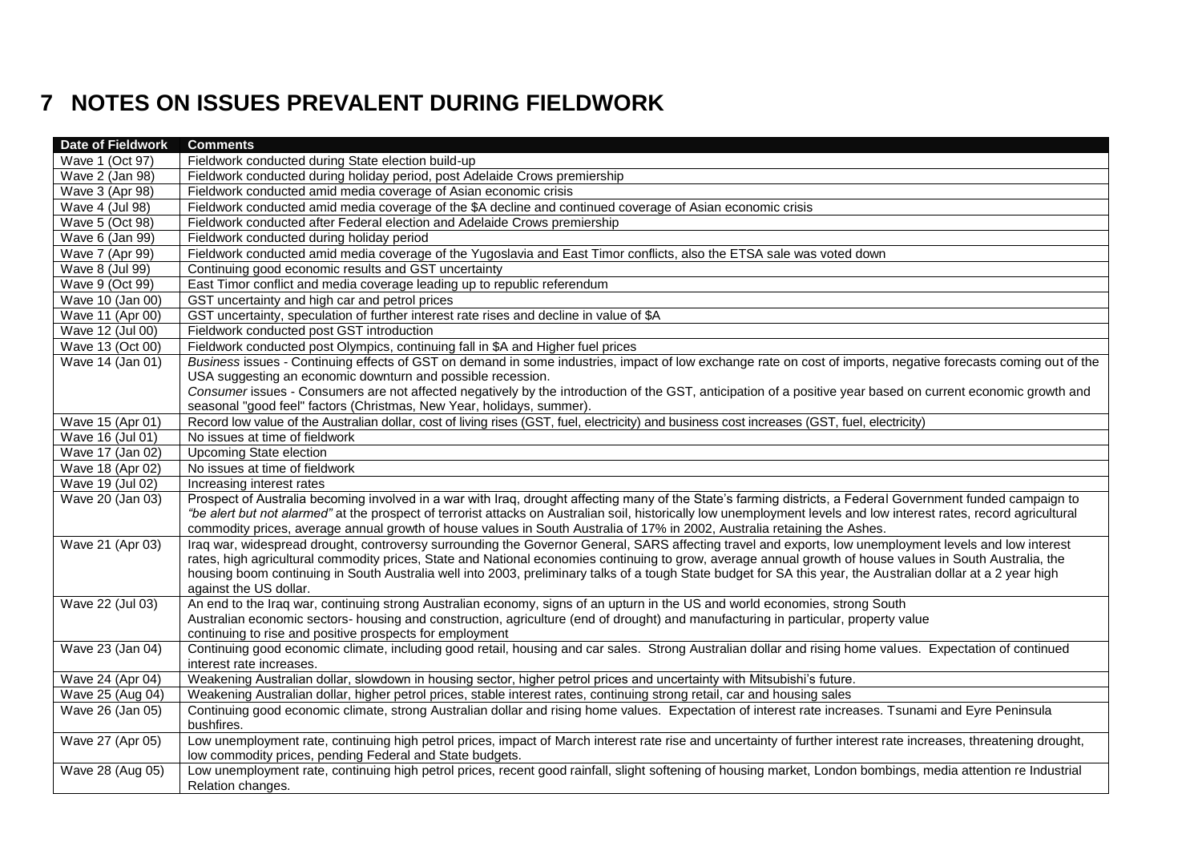# 7 NOTES ON ISSUES PREVALENT DURING FIELDWORK

| Date of Fieldwork | Comments |
|---|---|
| Wave 1 (Oct 97) | Fieldwork conducted during State election build-up |
| Wave 2 (Jan 98) | Fieldwork conducted during holiday period, post Adelaide Crows premiership |
| Wave 3 (Apr 98) | Fieldwork conducted amid media coverage of Asian economic crisis |
| Wave 4 (Jul 98) | Fieldwork conducted amid media coverage of the $A decline and continued coverage of Asian economic crisis |
| Wave 5 (Oct 98) | Fieldwork conducted after Federal election and Adelaide Crows premiership |
| Wave 6 (Jan 99) | Fieldwork conducted during holiday period |
| Wave 7 (Apr 99) | Fieldwork conducted amid media coverage of the Yugoslavia and East Timor conflicts, also the ETSA sale was voted down |
| Wave 8 (Jul 99) | Continuing good economic results and GST uncertainty |
| Wave 9 (Oct 99) | East Timor conflict and media coverage leading up to republic referendum |
| Wave 10 (Jan 00) | GST uncertainty and high car and petrol prices |
| Wave 11 (Apr 00) | GST uncertainty, speculation of further interest rate rises and decline in value of $A |
| Wave 12 (Jul 00) | Fieldwork conducted post GST introduction |
| Wave 13 (Oct 00) | Fieldwork conducted post Olympics, continuing fall in $A and Higher fuel prices |
| Wave 14 (Jan 01) | *Business* issues - Continuing effects of GST on demand in some industries, impact of low exchange rate on cost of imports, negative forecasts coming out of the USA suggesting an economic downturn and possible recession. *Consumer* issues - Consumers are not affected negatively by the introduction of the GST, anticipation of a positive year based on current economic growth and seasonal "good feel" factors (Christmas, New Year, holidays, summer). |
| Wave 15 (Apr 01) | Record low value of the Australian dollar, cost of living rises (GST, fuel, electricity) and business cost increases (GST, fuel, electricity) |
| Wave 16 (Jul 01) | No issues at time of fieldwork |
| Wave 17 (Jan 02) | Upcoming State election |
| Wave 18 (Apr 02) | No issues at time of fieldwork |
| Wave 19 (Jul 02) | Increasing interest rates |
| Wave 20 (Jan 03) | Prospect of Australia becoming involved in a war with Iraq, drought affecting many of the State's farming districts, a Federal Government funded campaign to *"be alert but not alarmed"* at the prospect of terrorist attacks on Australian soil, historically low unemployment levels and low interest rates, record agricultural commodity prices, average annual growth of house values in South Australia of 17% in 2002, Australia retaining the Ashes. |
| Wave 21 (Apr 03) | Iraq war, widespread drought, controversy surrounding the Governor General, SARS affecting travel and exports, low unemployment levels and low interest rates, high agricultural commodity prices, State and National economies continuing to grow, average annual growth of house values in South Australia, the housing boom continuing in South Australia well into 2003, preliminary talks of a tough State budget for SA this year, the Australian dollar at a 2 year high against the US dollar. |
| Wave 22 (Jul 03) | An end to the Iraq war, continuing strong Australian economy, signs of an upturn in the US and world economies, strong South Australian economic sectors- housing and construction, agriculture (end of drought) and manufacturing in particular, property value continuing to rise and positive prospects for employment |
| Wave 23 (Jan 04) | Continuing good economic climate, including good retail, housing and car sales. Strong Australian dollar and rising home values. Expectation of continued interest rate increases. |
| Wave 24 (Apr 04) | Weakening Australian dollar, slowdown in housing sector, higher petrol prices and uncertainty with Mitsubishi's future. |
| Wave 25 (Aug 04) | Weakening Australian dollar, higher petrol prices, stable interest rates, continuing strong retail, car and housing sales |
| Wave 26 (Jan 05) | Continuing good economic climate, strong Australian dollar and rising home values. Expectation of interest rate increases. Tsunami and Eyre Peninsula bushfires. |
| Wave 27 (Apr 05) | Low unemployment rate, continuing high petrol prices, impact of March interest rate rise and uncertainty of further interest rate increases, threatening drought, low commodity prices, pending Federal and State budgets. |
| Wave 28 (Aug 05) | Low unemployment rate, continuing high petrol prices, recent good rainfall, slight softening of housing market, London bombings, media attention re Industrial Relation changes. |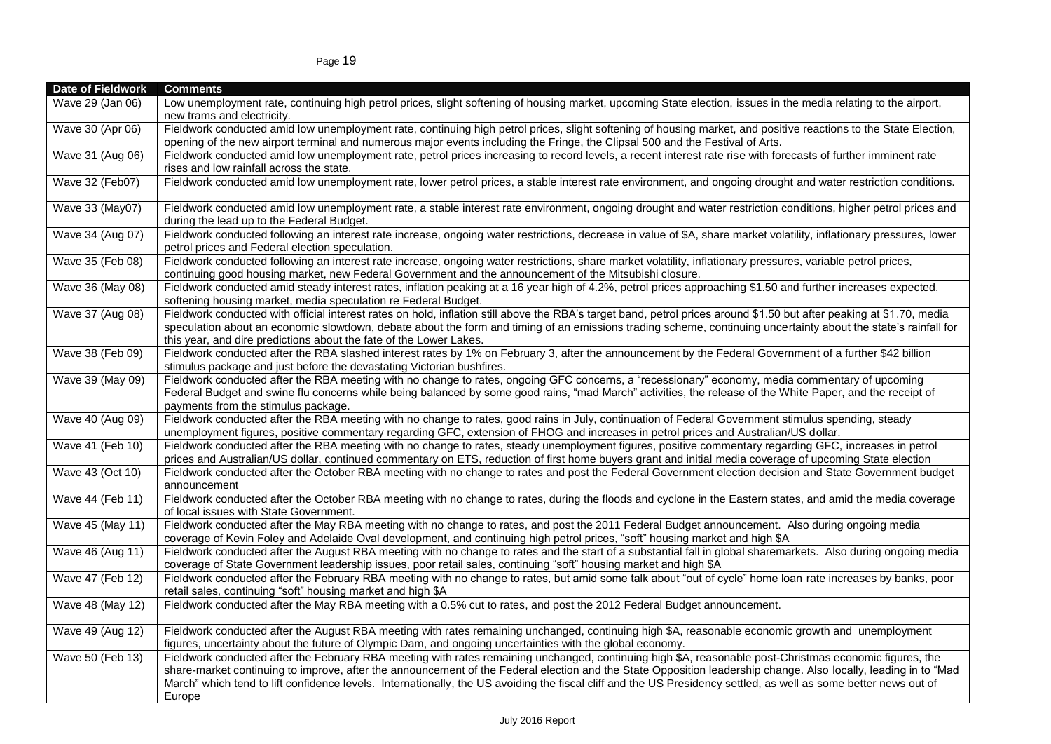| Date of Fieldwork | Comments |
| --- | --- |
| Wave 29 (Jan 06) | Low unemployment rate, continuing high petrol prices, slight softening of housing market, upcoming State election, issues in the media relating to the airport, new trams and electricity. |
| Wave 30 (Apr 06) | Fieldwork conducted amid low unemployment rate, continuing high petrol prices, slight softening of housing market, and positive reactions to the State Election, opening of the new airport terminal and numerous major events including the Fringe, the Clipsal 500 and the Festival of Arts. |
| Wave 31 (Aug 06) | Fieldwork conducted amid low unemployment rate, petrol prices increasing to record levels, a recent interest rate rise with forecasts of further imminent rate rises and low rainfall across the state. |
| Wave 32 (Feb07) | Fieldwork conducted amid low unemployment rate, lower petrol prices, a stable interest rate environment, and ongoing drought and water restriction conditions. |
| Wave 33 (May07) | Fieldwork conducted amid low unemployment rate, a stable interest rate environment, ongoing drought and water restriction conditions, higher petrol prices and during the lead up to the Federal Budget. |
| Wave 34 (Aug 07) | Fieldwork conducted following an interest rate increase, ongoing water restrictions, decrease in value of $A, share market volatility, inflationary pressures, lower petrol prices and Federal election speculation. |
| Wave 35 (Feb 08) | Fieldwork conducted following an interest rate increase, ongoing water restrictions, share market volatility, inflationary pressures, variable petrol prices, continuing good housing market, new Federal Government and the announcement of the Mitsubishi closure. |
| Wave 36 (May 08) | Fieldwork conducted amid steady interest rates, inflation peaking at a 16 year high of 4.2%, petrol prices approaching $1.50 and further increases expected, softening housing market, media speculation re Federal Budget. |
| Wave 37 (Aug 08) | Fieldwork conducted with official interest rates on hold, inflation still above the RBA's target band, petrol prices around $1.50 but after peaking at $1.70, media speculation about an economic slowdown, debate about the form and timing of an emissions trading scheme, continuing uncertainty about the state's rainfall for this year, and dire predictions about the fate of the Lower Lakes. |
| Wave 38 (Feb 09) | Fieldwork conducted after the RBA slashed interest rates by 1% on February 3, after the announcement by the Federal Government of a further $42 billion stimulus package and just before the devastating Victorian bushfires. |
| Wave 39 (May 09) | Fieldwork conducted after the RBA meeting with no change to rates, ongoing GFC concerns, a "recessionary" economy, media commentary of upcoming Federal Budget and swine flu concerns while being balanced by some good rains, "mad March" activities, the release of the White Paper, and the receipt of payments from the stimulus package. |
| Wave 40 (Aug 09) | Fieldwork conducted after the RBA meeting with no change to rates, good rains in July, continuation of Federal Government stimulus spending, steady unemployment figures, positive commentary regarding GFC, extension of FHOG and increases in petrol prices and Australian/US dollar. |
| Wave 41 (Feb 10) | Fieldwork conducted after the RBA meeting with no change to rates, steady unemployment figures, positive commentary regarding GFC, increases in petrol prices and Australian/US dollar, continued commentary on ETS, reduction of first home buyers grant and initial media coverage of upcoming State election |
| Wave 43 (Oct 10) | Fieldwork conducted after the October RBA meeting with no change to rates and post the Federal Government election decision and State Government budget announcement |
| Wave 44 (Feb 11) | Fieldwork conducted after the October RBA meeting with no change to rates, during the floods and cyclone in the Eastern states, and amid the media coverage of local issues with State Government. |
| Wave 45 (May 11) | Fieldwork conducted after the May RBA meeting with no change to rates, and post the 2011 Federal Budget announcement. Also during ongoing media coverage of Kevin Foley and Adelaide Oval development, and continuing high petrol prices, "soft" housing market and high $A |
| Wave 46 (Aug 11) | Fieldwork conducted after the August RBA meeting with no change to rates and the start of a substantial fall in global sharemarkets. Also during ongoing media coverage of State Government leadership issues, poor retail sales, continuing "soft" housing market and high $A |
| Wave 47 (Feb 12) | Fieldwork conducted after the February RBA meeting with no change to rates, but amid some talk about "out of cycle" home loan rate increases by banks, poor retail sales, continuing "soft" housing market and high $A |
| Wave 48 (May 12) | Fieldwork conducted after the May RBA meeting with a 0.5% cut to rates, and post the 2012 Federal Budget announcement. |
| Wave 49 (Aug 12) | Fieldwork conducted after the August RBA meeting with rates remaining unchanged, continuing high $A, reasonable economic growth and unemployment figures, uncertainty about the future of Olympic Dam, and ongoing uncertainties with the global economy. |
| Wave 50 (Feb 13) | Fieldwork conducted after the February RBA meeting with rates remaining unchanged, continuing high $A, reasonable post-Christmas economic figures, the share-market continuing to improve, after the announcement of the Federal election and the State Opposition leadership change. Also locally, leading in to "Mad March" which tend to lift confidence levels. Internationally, the US avoiding the fiscal cliff and the US Presidency settled, as well as some better news out of Europe |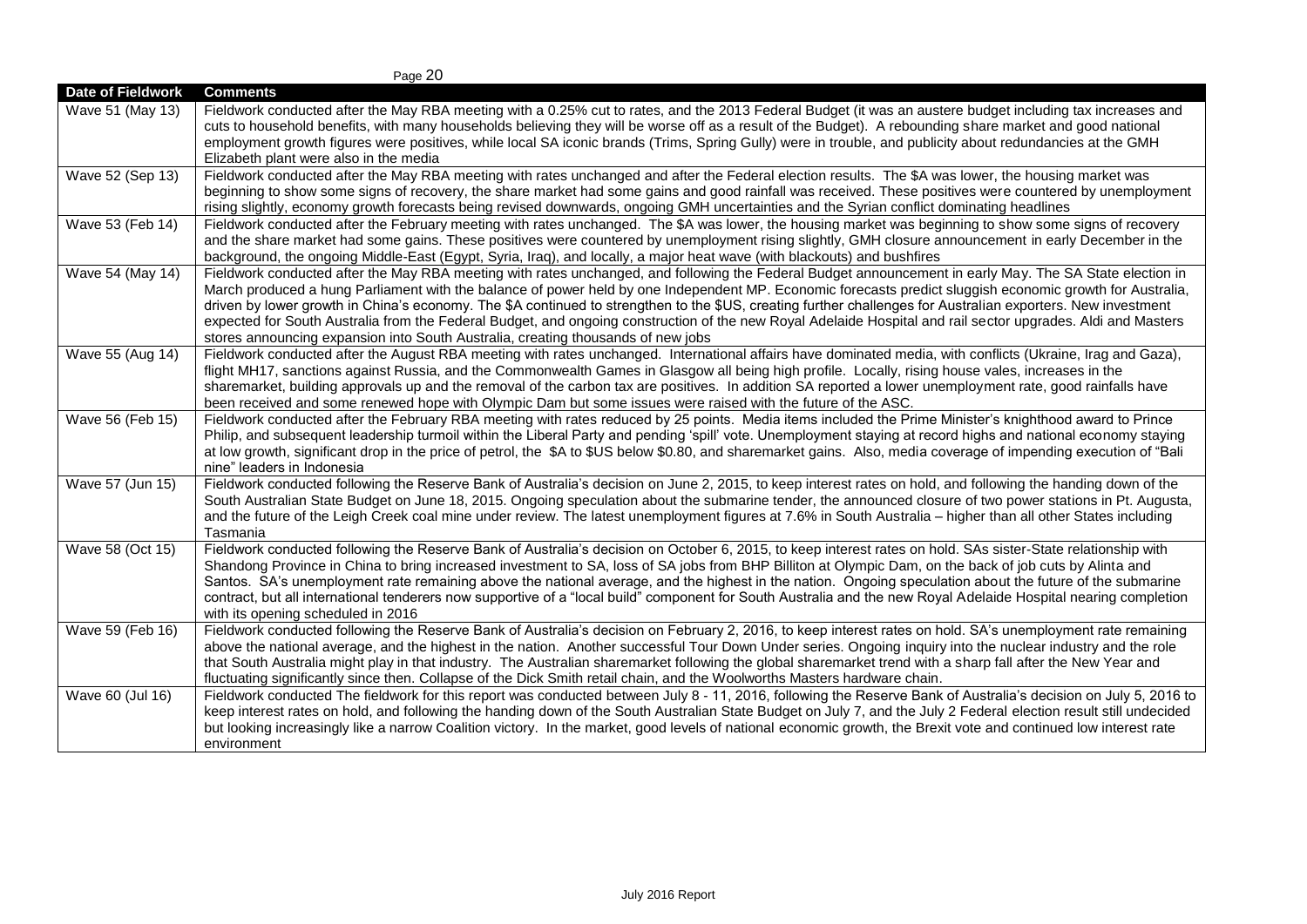| Date of Fieldwork | Comments |
|---|---|
| Wave 51 (May 13) | Fieldwork conducted after the May RBA meeting with a 0.25% cut to rates, and the 2013 Federal Budget (it was an austere budget including tax increases and cuts to household benefits, with many households believing they will be worse off as a result of the Budget). A rebounding share market and good national employment growth figures were positives, while local SA iconic brands (Trims, Spring Gully) were in trouble, and publicity about redundancies at the GMH Elizabeth plant were also in the media |
| Wave 52 (Sep 13) | Fieldwork conducted after the May RBA meeting with rates unchanged and after the Federal election results. The $A was lower, the housing market was beginning to show some signs of recovery, the share market had some gains and good rainfall was received. These positives were countered by unemployment rising slightly, economy growth forecasts being revised downwards, ongoing GMH uncertainties and the Syrian conflict dominating headlines |
| Wave 53 (Feb 14) | Fieldwork conducted after the February meeting with rates unchanged. The $A was lower, the housing market was beginning to show some signs of recovery and the share market had some gains. These positives were countered by unemployment rising slightly, GMH closure announcement in early December in the background, the ongoing Middle-East (Egypt, Syria, Iraq), and locally, a major heat wave (with blackouts) and bushfires |
| Wave 54 (May 14) | Fieldwork conducted after the May RBA meeting with rates unchanged, and following the Federal Budget announcement in early May. The SA State election in March produced a hung Parliament with the balance of power held by one Independent MP. Economic forecasts predict sluggish economic growth for Australia, driven by lower growth in China's economy. The $A continued to strengthen to the $US, creating further challenges for Australian exporters. New investment expected for South Australia from the Federal Budget, and ongoing construction of the new Royal Adelaide Hospital and rail sector upgrades. Aldi and Masters stores announcing expansion into South Australia, creating thousands of new jobs |
| Wave 55 (Aug 14) | Fieldwork conducted after the August RBA meeting with rates unchanged. International affairs have dominated media, with conflicts (Ukraine, Irag and Gaza), flight MH17, sanctions against Russia, and the Commonwealth Games in Glasgow all being high profile. Locally, rising house vales, increases in the sharemarket, building approvals up and the removal of the carbon tax are positives. In addition SA reported a lower unemployment rate, good rainfalls have been received and some renewed hope with Olympic Dam but some issues were raised with the future of the ASC. |
| Wave 56 (Feb 15) | Fieldwork conducted after the February RBA meeting with rates reduced by 25 points. Media items included the Prime Minister's knighthood award to Prince Philip, and subsequent leadership turmoil within the Liberal Party and pending 'spill' vote. Unemployment staying at record highs and national economy staying at low growth, significant drop in the price of petrol, the $A to $US below $0.80, and sharemarket gains. Also, media coverage of impending execution of "Bali nine" leaders in Indonesia |
| Wave 57 (Jun 15) | Fieldwork conducted following the Reserve Bank of Australia's decision on June 2, 2015, to keep interest rates on hold, and following the handing down of the South Australian State Budget on June 18, 2015. Ongoing speculation about the submarine tender, the announced closure of two power stations in Pt. Augusta, and the future of the Leigh Creek coal mine under review. The latest unemployment figures at 7.6% in South Australia – higher than all other States including Tasmania |
| Wave 58 (Oct 15) | Fieldwork conducted following the Reserve Bank of Australia's decision on October 6, 2015, to keep interest rates on hold. SAs sister-State relationship with Shandong Province in China to bring increased investment to SA, loss of SA jobs from BHP Billiton at Olympic Dam, on the back of job cuts by Alinta and Santos. SA's unemployment rate remaining above the national average, and the highest in the nation. Ongoing speculation about the future of the submarine contract, but all international tenderers now supportive of a "local build" component for South Australia and the new Royal Adelaide Hospital nearing completion with its opening scheduled in 2016 |
| Wave 59 (Feb 16) | Fieldwork conducted following the Reserve Bank of Australia's decision on February 2, 2016, to keep interest rates on hold. SA's unemployment rate remaining above the national average, and the highest in the nation. Another successful Tour Down Under series. Ongoing inquiry into the nuclear industry and the role that South Australia might play in that industry. The Australian sharemarket following the global sharemarket trend with a sharp fall after the New Year and fluctuating significantly since then. Collapse of the Dick Smith retail chain, and the Woolworths Masters hardware chain. |
| Wave 60 (Jul 16) | Fieldwork conducted The fieldwork for this report was conducted between July 8 - 11, 2016, following the Reserve Bank of Australia's decision on July 5, 2016 to keep interest rates on hold, and following the handing down of the South Australian State Budget on July 7, and the July 2 Federal election result still undecided but looking increasingly like a narrow Coalition victory. In the market, good levels of national economic growth, the Brexit vote and continued low interest rate environment |